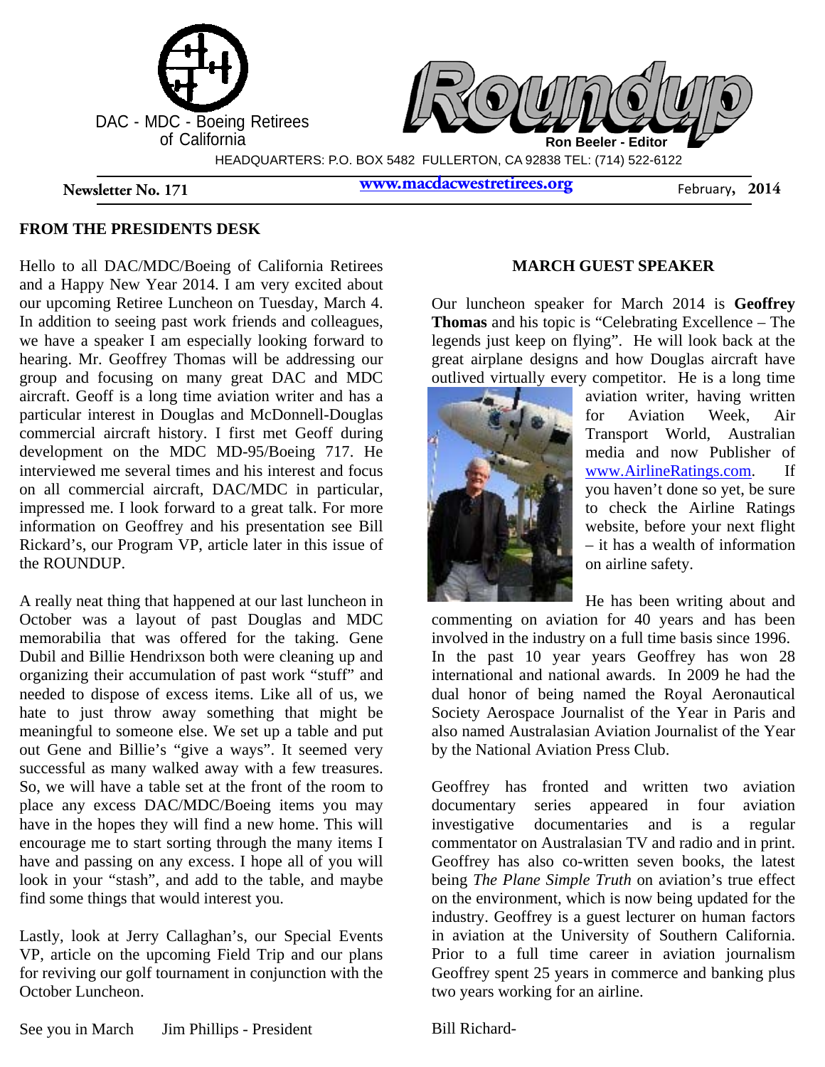DAC - MDC - Boeing Retirees of California

# Roundup

Ron Beeler - Editor

HEADQUARTERS: P.O. BOX 5482 FULLERTON, CA 92838 TEL: (714) 522-6122

Newsletter No. 171 | www.macdacwestretirees.org | February, 2014

## FROM THE PRESIDENTS DESK

Hello to all DAC/MDC/Boeing of California Retirees and a Happy New Year 2014. I am very excited about our upcoming Retiree Luncheon on Tuesday, March 4. In addition to seeing past work friends and colleagues, we have a speaker I am especially looking forward to hearing. Mr. Geoffrey Thomas will be addressing our group and focusing on many great DAC and MDC aircraft. Geoff is a long time aviation writer and has a particular interest in Douglas and McDonnell-Douglas commercial aircraft history. I first met Geoff during development on the MDC MD-95/Boeing 717. He interviewed me several times and his interest and focus on all commercial aircraft, DAC/MDC in particular, impressed me. I look forward to a great talk. For more information on Geoffrey and his presentation see Bill Rickard's, our Program VP, article later in this issue of the ROUNDUP.

A really neat thing that happened at our last luncheon in October was a layout of past Douglas and MDC memorabilia that was offered for the taking. Gene Dubil and Billie Hendrixson both were cleaning up and organizing their accumulation of past work "stuff" and needed to dispose of excess items. Like all of us, we hate to just throw away something that might be meaningful to someone else. We set up a table and put out Gene and Billie's "give a ways". It seemed very successful as many walked away with a few treasures. So, we will have a table set at the front of the room to place any excess DAC/MDC/Boeing items you may have in the hopes they will find a new home. This will encourage me to start sorting through the many items I have and passing on any excess. I hope all of you will look in your "stash", and add to the table, and maybe find some things that would interest you.

Lastly, look at Jerry Callaghan's, our Special Events VP, article on the upcoming Field Trip and our plans for reviving our golf tournament in conjunction with the October Luncheon.

See you in March Jim Phillips - President

## MARCH GUEST SPEAKER

Our luncheon speaker for March 2014 is **Geoffrey Thomas** and his topic is "Celebrating Excellence – The legends just keep on flying". He will look back at the great airplane designs and how Douglas aircraft have outlived virtually every competitor. He is a long time aviation writer, having written for Aviation Week, Air Transport World, Australian media and now Publisher of www.AirlineRatings.com. If you haven't done so yet, be sure to check the Airline Ratings website, before your next flight – it has a wealth of information on airline safety.

He has been writing about and commenting on aviation for 40 years and has been involved in the industry on a full time basis since 1996. In the past 10 year years Geoffrey has won 28 international and national awards. In 2009 he had the dual honor of being named the Royal Aeronautical Society Aerospace Journalist of the Year in Paris and also named Australasian Aviation Journalist of the Year by the National Aviation Press Club.

Geoffrey has fronted and written two aviation documentary series appeared in four aviation investigative documentaries and is a regular commentator on Australasian TV and radio and in print. Geoffrey has also co-written seven books, the latest being *The Plane Simple Truth* on aviation's true effect on the environment, which is now being updated for the industry. Geoffrey is a guest lecturer on human factors in aviation at the University of Southern California. Prior to a full time career in aviation journalism Geoffrey spent 25 years in commerce and banking plus two years working for an airline.

Bill Richard-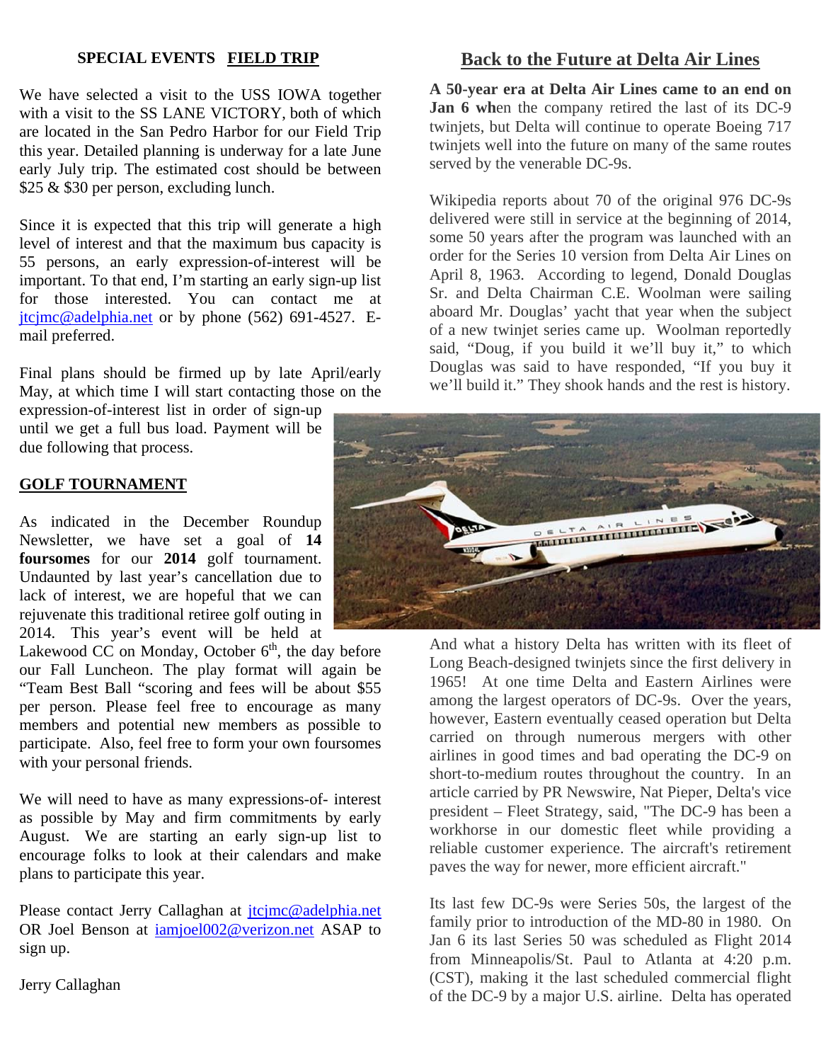### SPECIAL EVENTS **FIELD TRIP**

We have selected a visit to the USS IOWA together with a visit to the SS LANE VICTORY, both of which are located in the San Pedro Harbor for our Field Trip this year. Detailed planning is underway for a late June early July trip. The estimated cost should be between $25 & $30 per person, excluding lunch.

Since it is expected that this trip will generate a high level of interest and that the maximum bus capacity is 55 persons, an early expression-of-interest will be important. To that end, I'm starting an early sign-up list for those interested. You can contact me at jtcjmc@adelphia.net or by phone (562) 691-4527. E-mail preferred.

Final plans should be firmed up by late April/early May, at which time I will start contacting those on the expression-of-interest list in order of sign-up until we get a full bus load. Payment will be due following that process.

### GOLF TOURNAMENT

As indicated in the December Roundup Newsletter, we have set a goal of **14 foursomes** for our **2014** golf tournament. Undaunted by last year's cancellation due to lack of interest, we are hopeful that we can rejuvenate this traditional retiree golf outing in 2014. This year's event will be held at Lakewood CC on Monday, October 6th, the day before our Fall Luncheon. The play format will again be "Team Best Ball "scoring and fees will be about $55 per person. Please feel free to encourage as many members and potential new members as possible to participate. Also, feel free to form your own foursomes with your personal friends.

We will need to have as many expressions-of- interest as possible by May and firm commitments by early August. We are starting an early sign-up list to encourage folks to look at their calendars and make plans to participate this year.

Please contact Jerry Callaghan at jtcjmc@adelphia.net OR Joel Benson at iamjoel002@verizon.net ASAP to sign up.

Jerry Callaghan

## Back to the Future at Delta Air Lines

**A 50-year era at Delta Air Lines came to an end on Jan 6 wh**en the company retired the last of its DC-9 twinjets, but Delta will continue to operate Boeing 717 twinjets well into the future on many of the same routes served by the venerable DC-9s.

Wikipedia reports about 70 of the original 976 DC-9s delivered were still in service at the beginning of 2014, some 50 years after the program was launched with an order for the Series 10 version from Delta Air Lines on April 8, 1963. According to legend, Donald Douglas Sr. and Delta Chairman C.E. Woolman were sailing aboard Mr. Douglas' yacht that year when the subject of a new twinjet series came up. Woolman reportedly said, "Doug, if you build it we'll buy it," to which Douglas was said to have responded, "If you buy it we'll build it." They shook hands and the rest is history.

And what a history Delta has written with its fleet of Long Beach-designed twinjets since the first delivery in 1965! At one time Delta and Eastern Airlines were among the largest operators of DC-9s. Over the years, however, Eastern eventually ceased operation but Delta carried on through numerous mergers with other airlines in good times and bad operating the DC-9 on short-to-medium routes throughout the country. In an article carried by PR Newswire, Nat Pieper, Delta's vice president – Fleet Strategy, said, "The DC-9 has been a workhorse in our domestic fleet while providing a reliable customer experience. The aircraft's retirement paves the way for newer, more efficient aircraft."

Its last few DC-9s were Series 50s, the largest of the family prior to introduction of the MD-80 in 1980. On Jan 6 its last Series 50 was scheduled as Flight 2014 from Minneapolis/St. Paul to Atlanta at 4:20 p.m. (CST), making it the last scheduled commercial flight of the DC-9 by a major U.S. airline. Delta has operated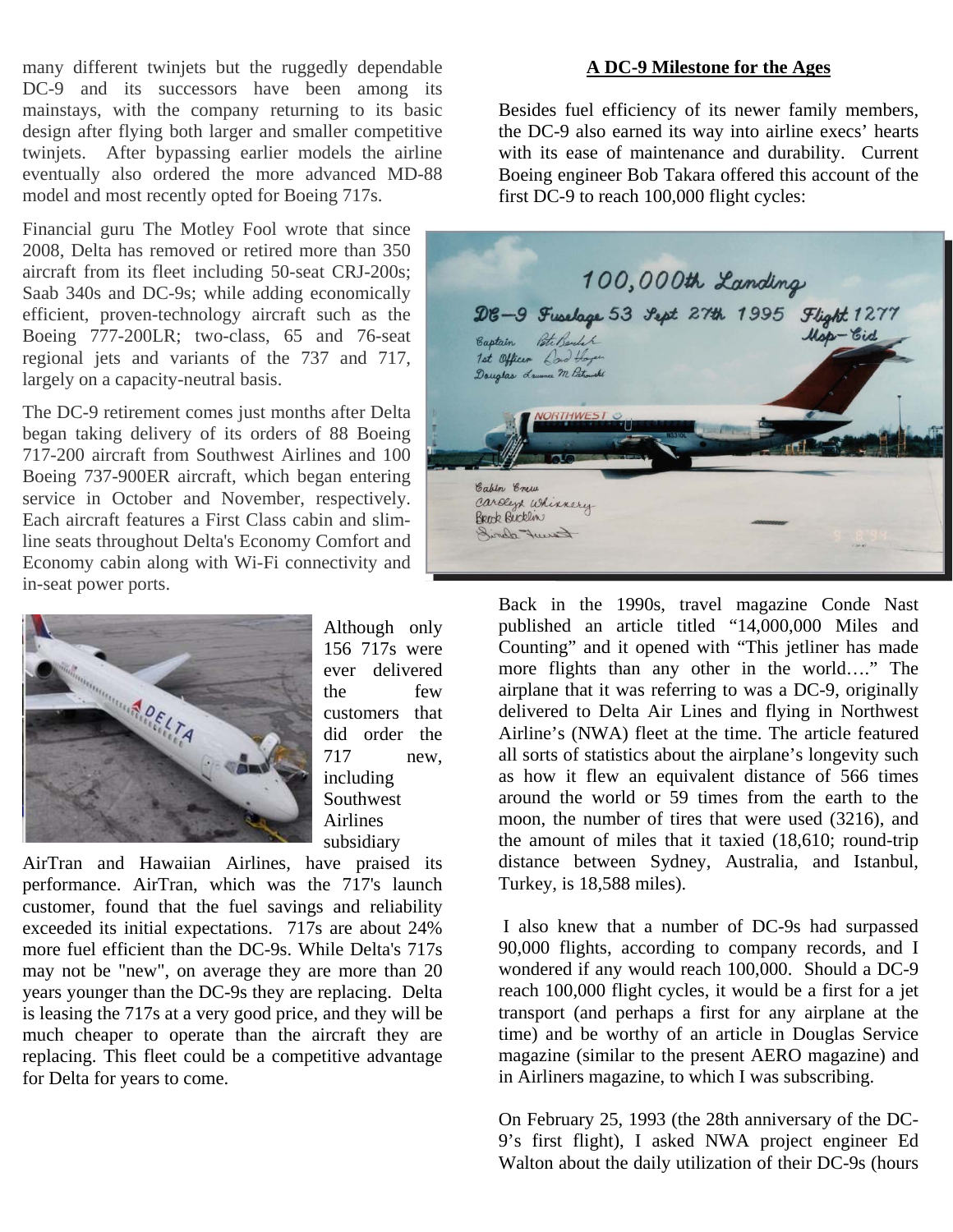many different twinjets but the ruggedly dependable DC-9 and its successors have been among its mainstays, with the company returning to its basic design after flying both larger and smaller competitive twinjets. After bypassing earlier models the airline eventually also ordered the more advanced MD-88 model and most recently opted for Boeing 717s.

Financial guru The Motley Fool wrote that since 2008, Delta has removed or retired more than 350 aircraft from its fleet including 50-seat CRJ-200s; Saab 340s and DC-9s; while adding economically efficient, proven-technology aircraft such as the Boeing 777-200LR; two-class, 65 and 76-seat regional jets and variants of the 737 and 717, largely on a capacity-neutral basis.

The DC-9 retirement comes just months after Delta began taking delivery of its orders of 88 Boeing 717-200 aircraft from Southwest Airlines and 100 Boeing 737-900ER aircraft, which began entering service in October and November, respectively. Each aircraft features a First Class cabin and slim-line seats throughout Delta's Economy Comfort and Economy cabin along with Wi-Fi connectivity and in-seat power ports.

Although only 156 717s were ever delivered the few customers that did order the 717 new, including Southwest Airlines subsidiary AirTran and Hawaiian Airlines, have praised its performance. AirTran, which was the 717's launch customer, found that the fuel savings and reliability exceeded its initial expectations. 717s are about 24% more fuel efficient than the DC-9s. While Delta's 717s may not be "new", on average they are more than 20 years younger than the DC-9s they are replacing. Delta is leasing the 717s at a very good price, and they will be much cheaper to operate than the aircraft they are replacing. This fleet could be a competitive advantage for Delta for years to come.

## A DC-9 Milestone for the Ages

Besides fuel efficiency of its newer family members, the DC-9 also earned its way into airline execs' hearts with its ease of maintenance and durability. Current Boeing engineer Bob Takara offered this account of the first DC-9 to reach 100,000 flight cycles:

Back in the 1990s, travel magazine Conde Nast published an article titled "14,000,000 Miles and Counting" and it opened with "This jetliner has made more flights than any other in the world…." The airplane that it was referring to was a DC-9, originally delivered to Delta Air Lines and flying in Northwest Airline's (NWA) fleet at the time. The article featured all sorts of statistics about the airplane's longevity such as how it flew an equivalent distance of 566 times around the world or 59 times from the earth to the moon, the number of tires that were used (3216), and the amount of miles that it taxied (18,610; round-trip distance between Sydney, Australia, and Istanbul, Turkey, is 18,588 miles).

I also knew that a number of DC-9s had surpassed 90,000 flights, according to company records, and I wondered if any would reach 100,000. Should a DC-9 reach 100,000 flight cycles, it would be a first for a jet transport (and perhaps a first for any airplane at the time) and be worthy of an article in Douglas Service magazine (similar to the present AERO magazine) and in Airliners magazine, to which I was subscribing.

On February 25, 1993 (the 28th anniversary of the DC-9's first flight), I asked NWA project engineer Ed Walton about the daily utilization of their DC-9s (hours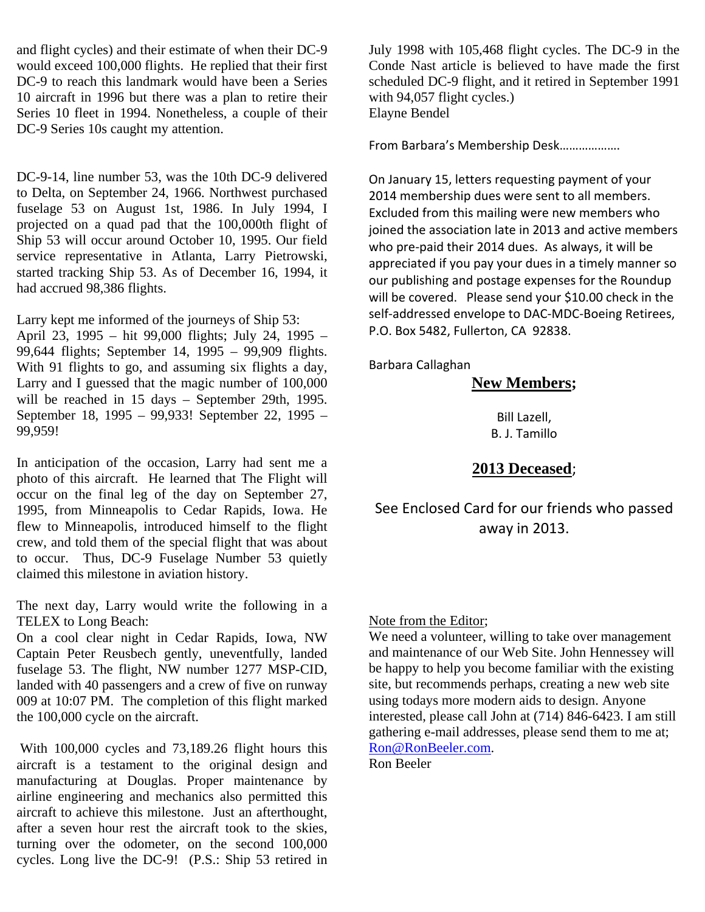and flight cycles) and their estimate of when their DC-9 would exceed 100,000 flights. He replied that their first DC-9 to reach this landmark would have been a Series 10 aircraft in 1996 but there was a plan to retire their Series 10 fleet in 1994. Nonetheless, a couple of their DC-9 Series 10s caught my attention.

DC-9-14, line number 53, was the 10th DC-9 delivered to Delta, on September 24, 1966. Northwest purchased fuselage 53 on August 1st, 1986. In July 1994, I projected on a quad pad that the 100,000th flight of Ship 53 will occur around October 10, 1995. Our field service representative in Atlanta, Larry Pietrowski, started tracking Ship 53. As of December 16, 1994, it had accrued 98,386 flights.

Larry kept me informed of the journeys of Ship 53: April 23, 1995 – hit 99,000 flights; July 24, 1995 – 99,644 flights; September 14, 1995 – 99,909 flights. With 91 flights to go, and assuming six flights a day, Larry and I guessed that the magic number of 100,000 will be reached in 15 days – September 29th, 1995. September 18, 1995 – 99,933! September 22, 1995 – 99,959!

In anticipation of the occasion, Larry had sent me a photo of this aircraft. He learned that The Flight will occur on the final leg of the day on September 27, 1995, from Minneapolis to Cedar Rapids, Iowa. He flew to Minneapolis, introduced himself to the flight crew, and told them of the special flight that was about to occur. Thus, DC-9 Fuselage Number 53 quietly claimed this milestone in aviation history.

The next day, Larry would write the following in a TELEX to Long Beach:
On a cool clear night in Cedar Rapids, Iowa, NW Captain Peter Reusbech gently, uneventfully, landed fuselage 53. The flight, NW number 1277 MSP-CID, landed with 40 passengers and a crew of five on runway 009 at 10:07 PM. The completion of this flight marked the 100,000 cycle on the aircraft.

With 100,000 cycles and 73,189.26 flight hours this aircraft is a testament to the original design and manufacturing at Douglas. Proper maintenance by airline engineering and mechanics also permitted this aircraft to achieve this milestone. Just an afterthought, after a seven hour rest the aircraft took to the skies, turning over the odometer, on the second 100,000 cycles. Long live the DC-9! (P.S.: Ship 53 retired in July 1998 with 105,468 flight cycles. The DC-9 in the Conde Nast article is believed to have made the first scheduled DC-9 flight, and it retired in September 1991 with 94,057 flight cycles.)
Elayne Bendel

From Barbara's Membership Desk……………….

On January 15, letters requesting payment of your 2014 membership dues were sent to all members. Excluded from this mailing were new members who joined the association late in 2013 and active members who pre-paid their 2014 dues. As always, it will be appreciated if you pay your dues in a timely manner so our publishing and postage expenses for the Roundup will be covered. Please send your $10.00 check in the self-addressed envelope to DAC-MDC-Boeing Retirees, P.O. Box 5482, Fullerton, CA 92838.

Barbara Callaghan

## **New Members;**

Bill Lazell,
B. J. Tamillo

## **2013 Deceased**;

See Enclosed Card for our friends who passed away in 2013.

Note from the Editor;
We need a volunteer, willing to take over management and maintenance of our Web Site. John Hennessey will be happy to help you become familiar with the existing site, but recommends perhaps, creating a new web site using todays more modern aids to design. Anyone interested, please call John at (714) 846-6423. I am still gathering e-mail addresses, please send them to me at; Ron@RonBeeler.com.
Ron Beeler